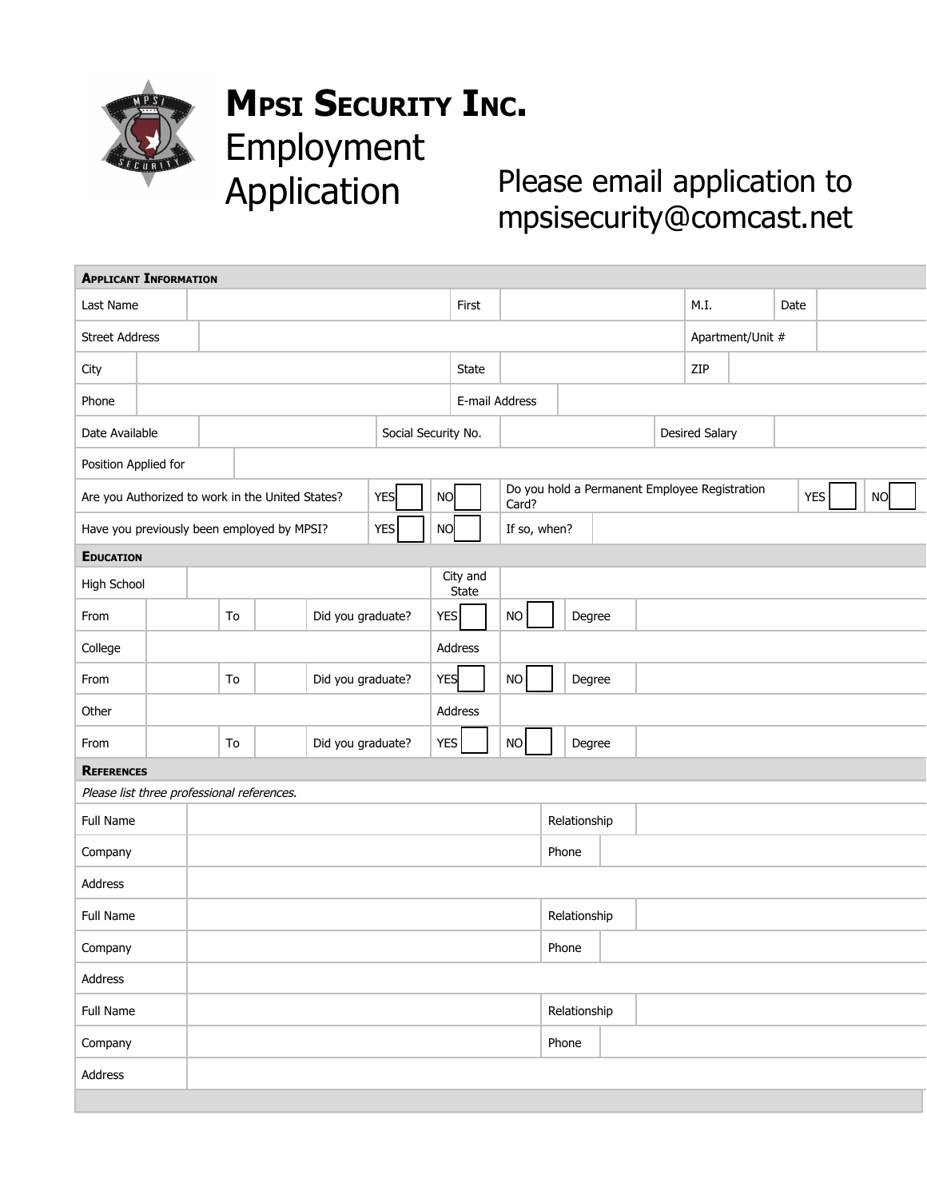# MPSI SECURITY INC.

## Employment Application

Please email application to mpsisecurity@comcast.net

### APPLICANT INFORMATION

| Last Name | | First | | M.I. | | Date | |
|---|---|---|---|---|---|---|---|
| Street Address | | | | Apartment/Unit # | | | |
| City | | State | | ZIP | | | |
| Phone | | E-mail Address | | | | | |
| Date Available | | Social Security No. | | Desired Salary | | | |
| Position Applied for | | | | | | | |

| Are you Authorized to work in the United States? | YES ☐ | NO ☐ | Do you hold a Permanent Employee Registration Card? | YES ☐ | NO ☐ |
|---|---|---|---|---|---|
| Have you previously been employed by MPSI? | YES ☐ | NO ☐ | If so, when? | | |

### EDUCATION

| High School | | | | City and State | | | |
|---|---|---|---|---|---|---|---|
| From | | To | | Did you graduate? | YES ☐ | NO ☐ | Degree |
| College | | | | Address | | | |
| From | | To | | Did you graduate? | YES ☐ | NO ☐ | Degree |
| Other | | | | Address | | | |
| From | | To | | Did you graduate? | YES ☐ | NO ☐ | Degree |

### REFERENCES

*Please list three professional references.*

| Full Name | | Relationship | |
|---|---|---|---|
| Company | | Phone | |
| Address | | | |
| Full Name | | Relationship | |
| Company | | Phone | |
| Address | | | |
| Full Name | | Relationship | |
| Company | | Phone | |
| Address | | | |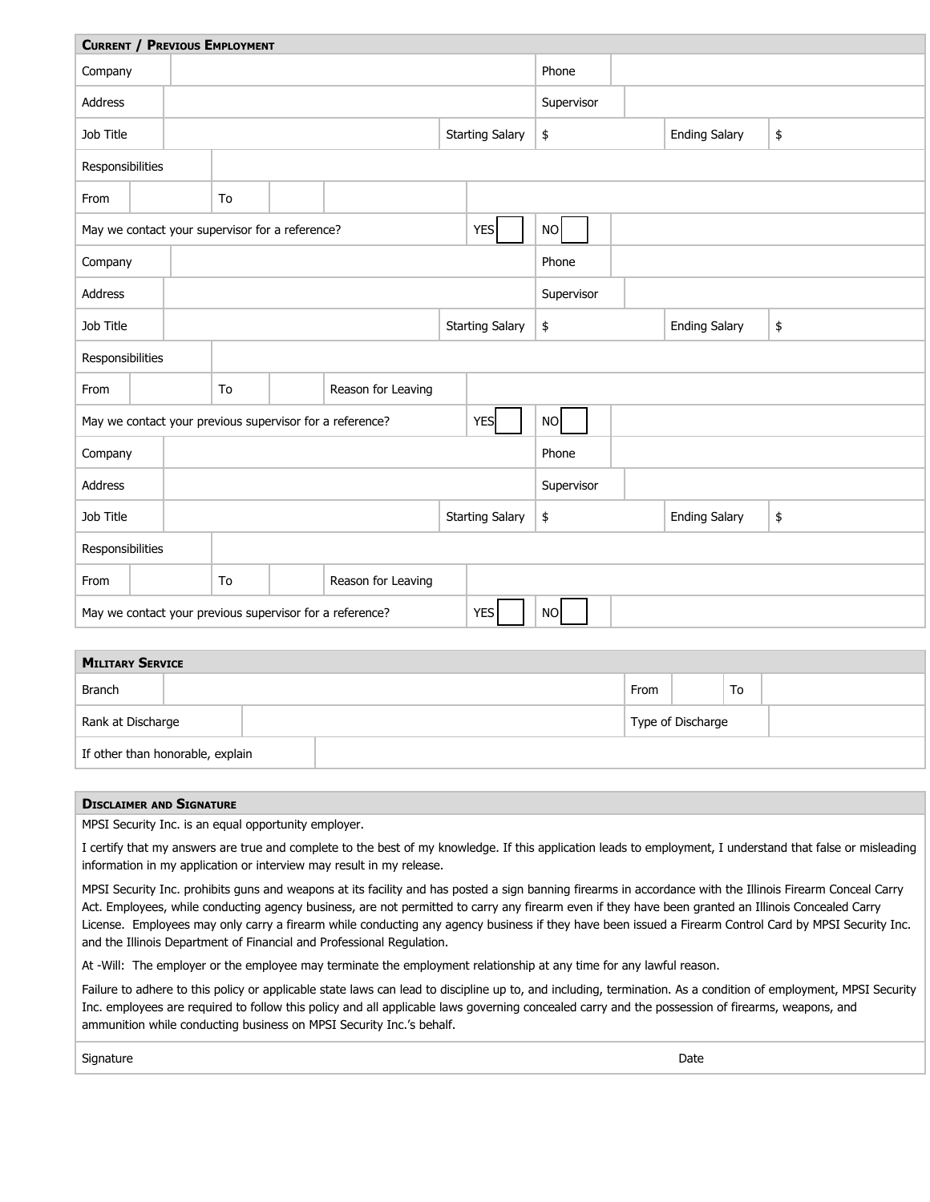## Current / Previous Employment

| | | | | | |
|---|---|---|---|---|---|
| Company | | Phone | | | |
| Address | | Supervisor | | | |
| Job Title | | Starting Salary | $ | Ending Salary | $ |
| Responsibilities | | | | | |
| From | | To | | | |
| May we contact your supervisor for a reference? | | YES ☐ | NO ☐ | | |
| Company | | Phone | | | |
| Address | | Supervisor | | | |
| Job Title | | Starting Salary | $ | Ending Salary | $ |
| Responsibilities | | | | | |
| From | | To | | Reason for Leaving | |
| May we contact your previous supervisor for a reference? | | YES ☐ | NO ☐ | | |
| Company | | Phone | | | |
| Address | | Supervisor | | | |
| Job Title | | Starting Salary | $ | Ending Salary | $ |
| Responsibilities | | | | | |
| From | | To | | Reason for Leaving | |
| May we contact your previous supervisor for a reference? | | YES ☐ | NO ☐ | | |

## Military Service

| | | | | | |
|---|---|---|---|---|---|
| Branch | | From | | To | |
| Rank at Discharge | | Type of Discharge | | | |
| If other than honorable, explain | | | | | |

## Disclaimer and Signature

MPSI Security Inc. is an equal opportunity employer.

I certify that my answers are true and complete to the best of my knowledge. If this application leads to employment, I understand that false or misleading information in my application or interview may result in my release.

MPSI Security Inc. prohibits guns and weapons at its facility and has posted a sign banning firearms in accordance with the Illinois Firearm Conceal Carry Act. Employees, while conducting agency business, are not permitted to carry any firearm even if they have been granted an Illinois Concealed Carry License. Employees may only carry a firearm while conducting any agency business if they have been issued a Firearm Control Card by MPSI Security Inc. and the Illinois Department of Financial and Professional Regulation.

At -Will: The employer or the employee may terminate the employment relationship at any time for any lawful reason.

Failure to adhere to this policy or applicable state laws can lead to discipline up to, and including, termination. As a condition of employment, MPSI Security Inc. employees are required to follow this policy and all applicable laws governing concealed carry and the possession of firearms, weapons, and ammunition while conducting business on MPSI Security Inc.'s behalf.

| | |
|---|---|
| Signature | Date |